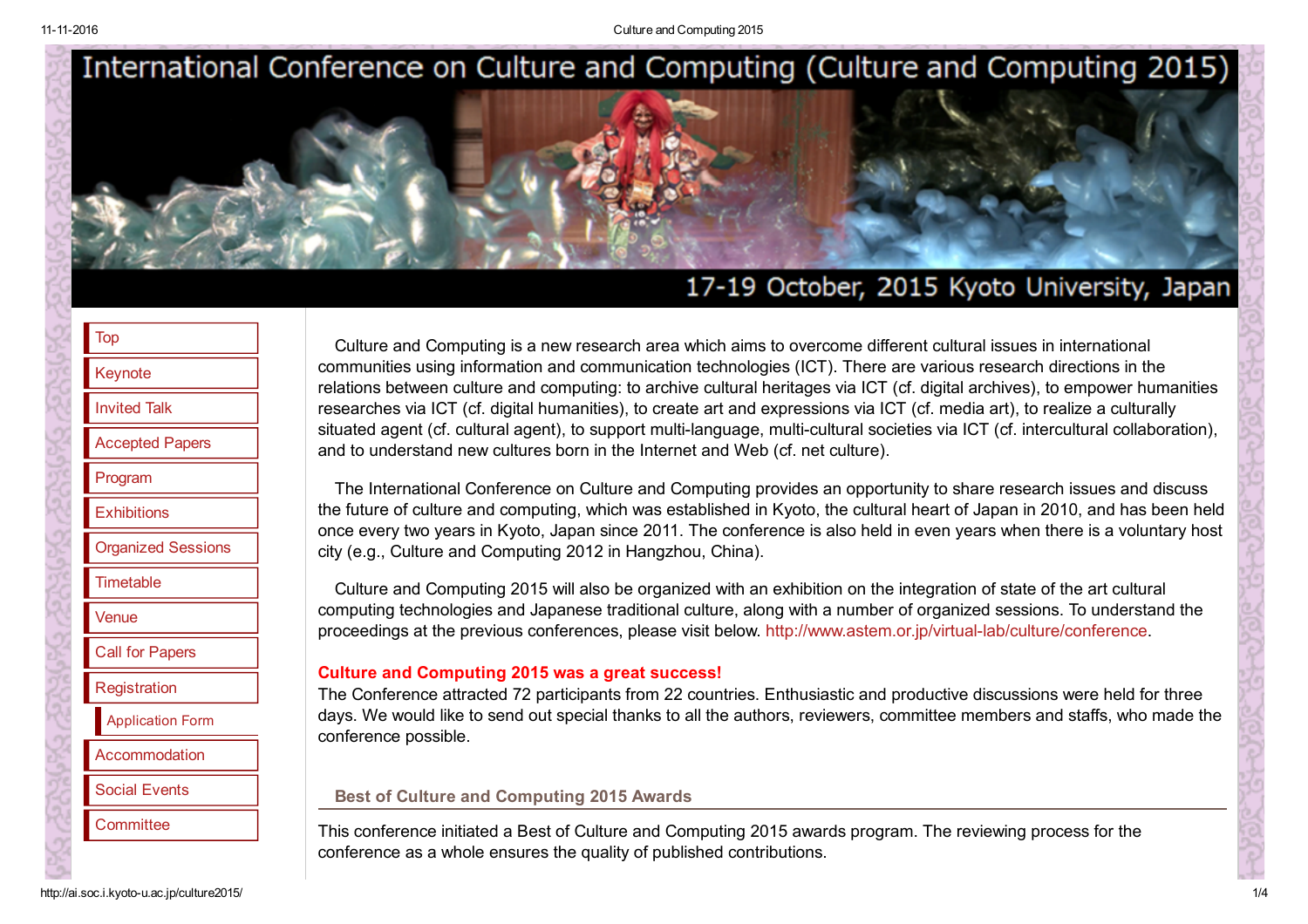# International Conference on Culture and Computing (Culture and Computing 2015)

17-19 October, 2015 Kyoto University, Japan

- Top
- Keynote
- Invited Talk
- Accepted Papers
- Program
- Exhibitions
- Organized Sessions
- Timetable
- Venue
- Call for Papers
- Registration
  - Application Form
- Accommodation
- Social Events
- Committee

Culture and Computing is a new research area which aims to overcome different cultural issues in international communities using information and communication technologies (ICT). There are various research directions in the relations between culture and computing: to archive cultural heritages via ICT (cf. digital archives), to empower humanities researches via ICT (cf. digital humanities), to create art and expressions via ICT (cf. media art), to realize a culturally situated agent (cf. cultural agent), to support multi-language, multi-cultural societies via ICT (cf. intercultural collaboration), and to understand new cultures born in the Internet and Web (cf. net culture).

The International Conference on Culture and Computing provides an opportunity to share research issues and discuss the future of culture and computing, which was established in Kyoto, the cultural heart of Japan in 2010, and has been held once every two years in Kyoto, Japan since 2011. The conference is also held in even years when there is a voluntary host city (e.g., Culture and Computing 2012 in Hangzhou, China).

Culture and Computing 2015 will also be organized with an exhibition on the integration of state of the art cultural computing technologies and Japanese traditional culture, along with a number of organized sessions. To understand the proceedings at the previous conferences, please visit below. http://www.astem.or.jp/virtual-lab/culture/conference.

**Culture and Computing 2015 was a great success!**
The Conference attracted 72 participants from 22 countries. Enthusiastic and productive discussions were held for three days. We would like to send out special thanks to all the authors, reviewers, committee members and staffs, who made the conference possible.

## Best of Culture and Computing 2015 Awards

This conference initiated a Best of Culture and Computing 2015 awards program. The reviewing process for the conference as a whole ensures the quality of published contributions.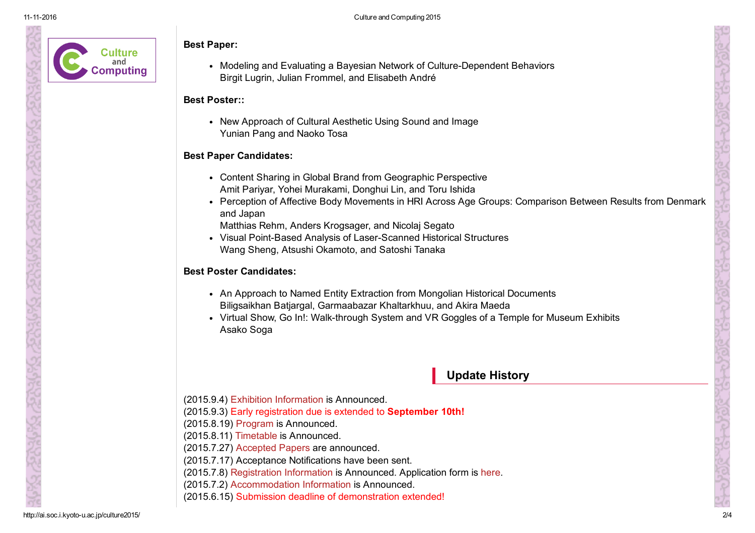**Best Paper:**

- Modeling and Evaluating a Bayesian Network of Culture-Dependent Behaviors
  Birgit Lugrin, Julian Frommel, and Elisabeth André

**Best Poster::**

- New Approach of Cultural Aesthetic Using Sound and Image
  Yunian Pang and Naoko Tosa

**Best Paper Candidates:**

- Content Sharing in Global Brand from Geographic Perspective
  Amit Pariyar, Yohei Murakami, Donghui Lin, and Toru Ishida
- Perception of Affective Body Movements in HRI Across Age Groups: Comparison Between Results from Denmark and Japan
  Matthias Rehm, Anders Krogsager, and Nicolaj Segato
- Visual Point-Based Analysis of Laser-Scanned Historical Structures
  Wang Sheng, Atsushi Okamoto, and Satoshi Tanaka

**Best Poster Candidates:**

- An Approach to Named Entity Extraction from Mongolian Historical Documents
  Biligsaikhan Batjargal, Garmaabazar Khaltarkhuu, and Akira Maeda
- Virtual Show, Go In!: Walk-through System and VR Goggles of a Temple for Museum Exhibits
  Asako Soga

## Update History

(2015.9.4) Exhibition Information is Announced.
(2015.9.3) Early registration due is extended to **September 10th!**
(2015.8.19) Program is Announced.
(2015.8.11) Timetable is Announced.
(2015.7.27) Accepted Papers are announced.
(2015.7.17) Acceptance Notifications have been sent.
(2015.7.8) Registration Information is Announced. Application form is here.
(2015.7.2) Accommodation Information is Announced.
(2015.6.15) Submission deadline of demonstration extended!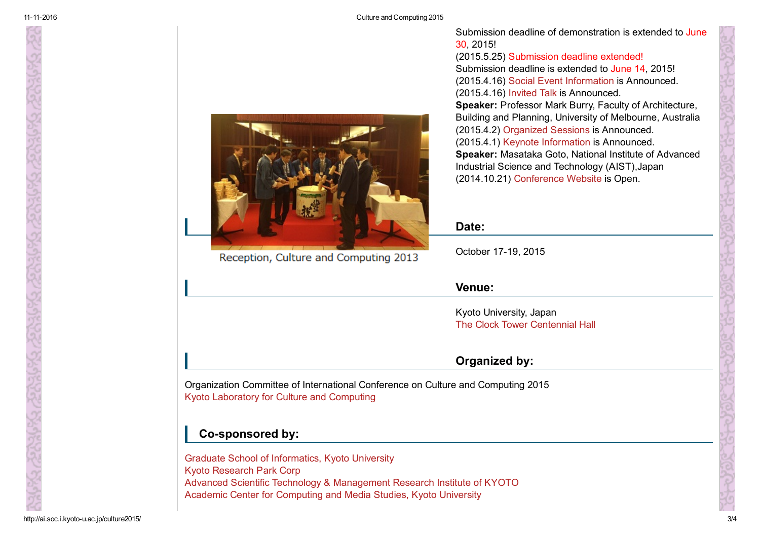Submission deadline of demonstration is extended to June 30, 2015!
(2015.5.25) Submission deadline extended!
Submission deadline is extended to June 14, 2015!
(2015.4.16) Social Event Information is Announced.
(2015.4.16) Invited Talk is Announced.
**Speaker:** Professor Mark Burry, Faculty of Architecture, Building and Planning, University of Melbourne, Australia
(2015.4.2) Organized Sessions is Announced.
(2015.4.1) Keynote Information is Announced.
**Speaker:** Masataka Goto, National Institute of Advanced Industrial Science and Technology (AIST),Japan
(2014.10.21) Conference Website is Open.

Reception, Culture and Computing 2013

## Date:

October 17-19, 2015

## Venue:

Kyoto University, Japan
The Clock Tower Centennial Hall

## Organized by:

Organization Committee of International Conference on Culture and Computing 2015
Kyoto Laboratory for Culture and Computing

## Co-sponsored by:

Graduate School of Informatics, Kyoto University
Kyoto Research Park Corp
Advanced Scientific Technology & Management Research Institute of KYOTO
Academic Center for Computing and Media Studies, Kyoto University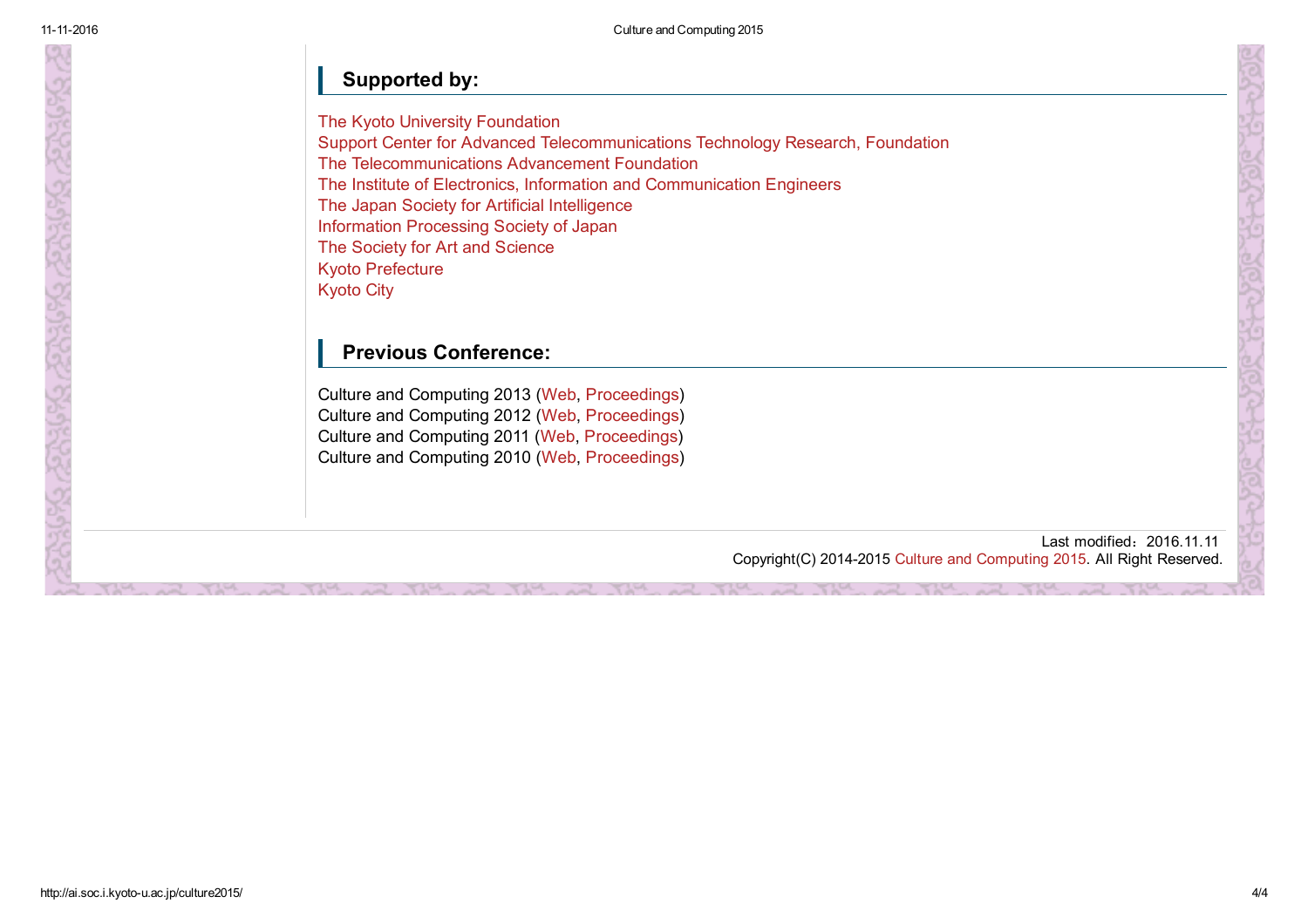## Supported by:

The Kyoto University Foundation
Support Center for Advanced Telecommunications Technology Research, Foundation
The Telecommunications Advancement Foundation
The Institute of Electronics, Information and Communication Engineers
The Japan Society for Artificial Intelligence
Information Processing Society of Japan
The Society for Art and Science
Kyoto Prefecture
Kyoto City

## Previous Conference:

Culture and Computing 2013 (Web, Proceedings)
Culture and Computing 2012 (Web, Proceedings)
Culture and Computing 2011 (Web, Proceedings)
Culture and Computing 2010 (Web, Proceedings)

Last modified：2016.11.11
Copyright(C) 2014-2015 Culture and Computing 2015. All Right Reserved.